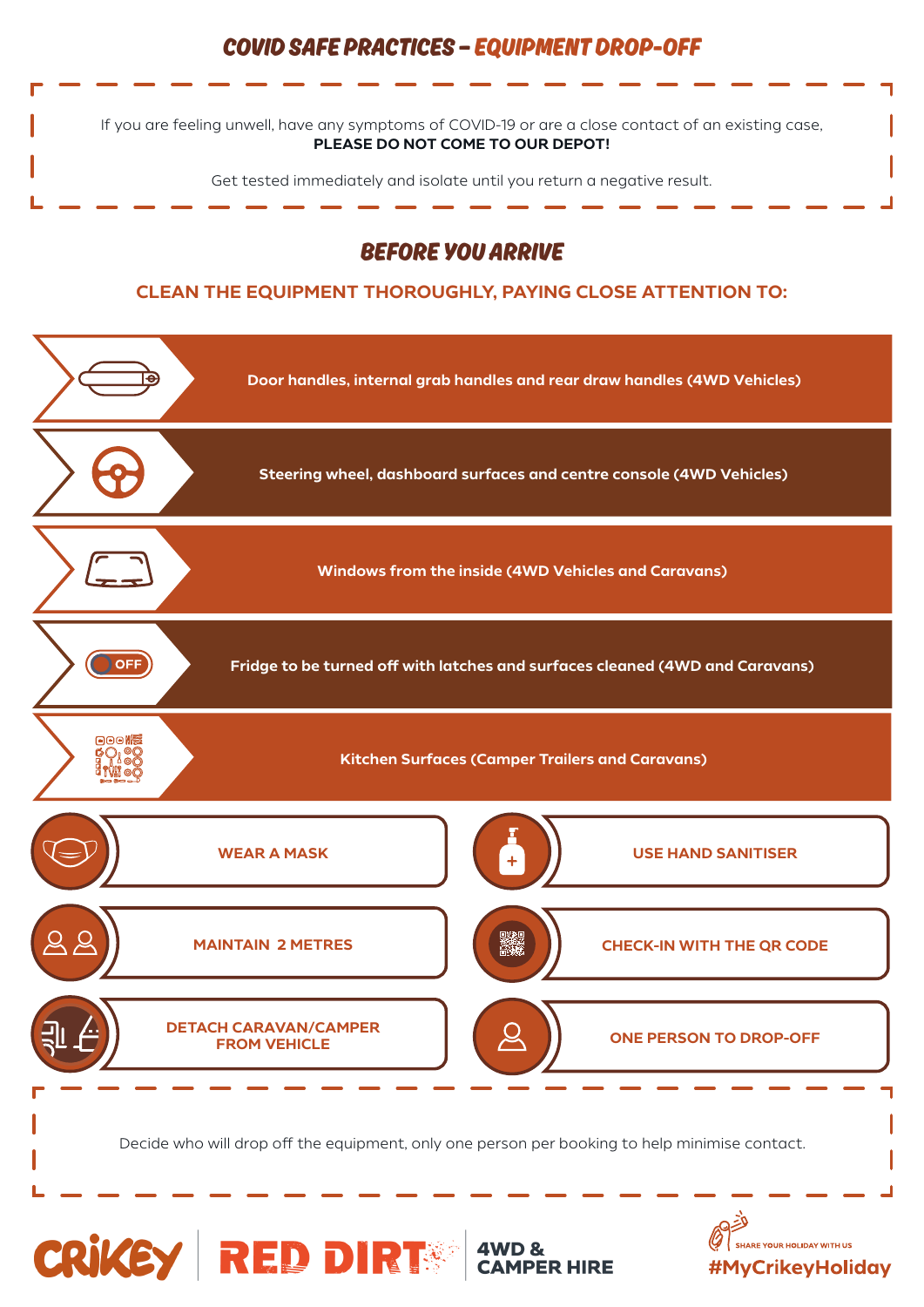# COVID SAFE PRACTICES – EQUIPMENT DROP-OFF

If you are feeling unwell, have any symptoms of COVID-19 or are a close contact of an existing case, **PLEASE DO NOT COME TO OUR DEPOT!**

Get tested immediately and isolate until you return a negative result.

## BEFORE YOU ARRIVE

### CLEAN THE EQUIPMENT THOROUGHLY, PAYING CLOSE ATTENTION TO:

- Door handles, internal grab handles and rear draw handles (4WD Vehicles)
- Steering wheel, dashboard surfaces and centre console (4WD Vehicles)
- Windows from the inside (4WD Vehicles and Caravans)
- Fridge to be turned off with latches and surfaces cleaned (4WD and Caravans)
- Kitchen Surfaces (Camper Trailers and Caravans)

- WEAR A MASK
- USE HAND SANITISER
- MAINTAIN 2 METRES
- CHECK-IN WITH THE QR CODE
- DETACH CARAVAN/CAMPER FROM VEHICLE
- ONE PERSON TO DROP-OFF

Decide who will drop off the equipment, only one person per booking to help minimise contact.

CRIKEY | RED DIRT | 4WD & CAMPER HIRE

SHARE YOUR HOLIDAY WITH US #MyCrikeyHoliday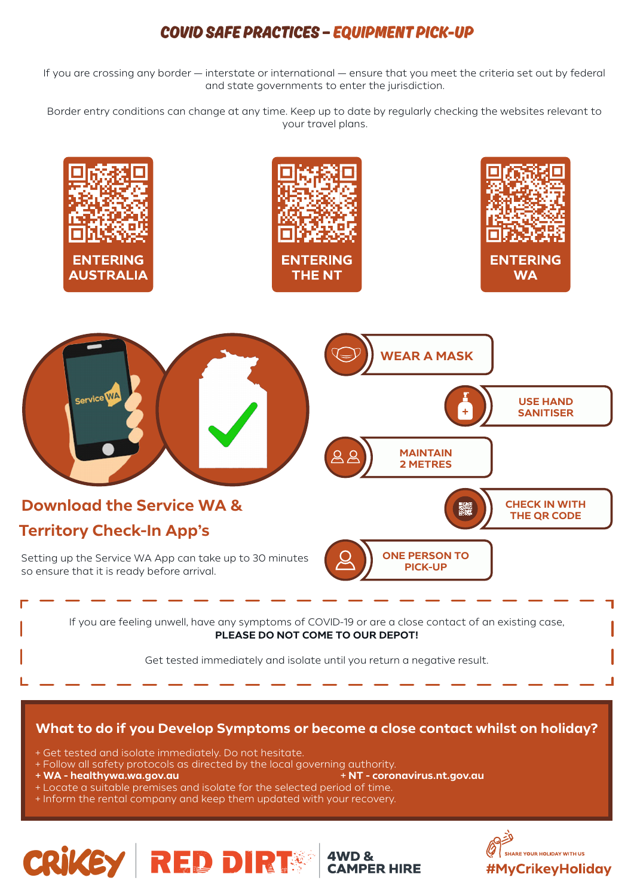# COVID SAFE PRACTICES – EQUIPMENT PICK-UP

If you are crossing any border — interstate or international — ensure that you meet the criteria set out by federal and state governments to enter the jurisdiction.

Border entry conditions can change at any time. Keep up to date by regularly checking the websites relevant to your travel plans.

ENTERING AUSTRALIA

ENTERING THE NT

ENTERING WA

## Download the Service WA & Territory Check-In App's

Setting up the Service WA App can take up to 30 minutes so ensure that it is ready before arrival.

- WEAR A MASK
- USE HAND SANITISER
- MAINTAIN 2 METRES
- CHECK IN WITH THE QR CODE
- ONE PERSON TO PICK-UP

If you are feeling unwell, have any symptoms of COVID-19 or are a close contact of an existing case, **PLEASE DO NOT COME TO OUR DEPOT!**

Get tested immediately and isolate until you return a negative result.

## What to do if you Develop Symptoms or become a close contact whilst on holiday?

+ Get tested and isolate immediately. Do not hesitate.
+ Follow all safety protocols as directed by the local governing authority.
+ **WA - healthywa.wa.gov.au**
+ **NT - coronavirus.nt.gov.au**
+ Locate a suitable premises and isolate for the selected period of time.
+ Inform the rental company and keep them updated with your recovery.

CRIKEY | RED DIRT | 4WD & CAMPER HIRE

SHARE YOUR HOLIDAY WITH US #MyCrikeyHoliday